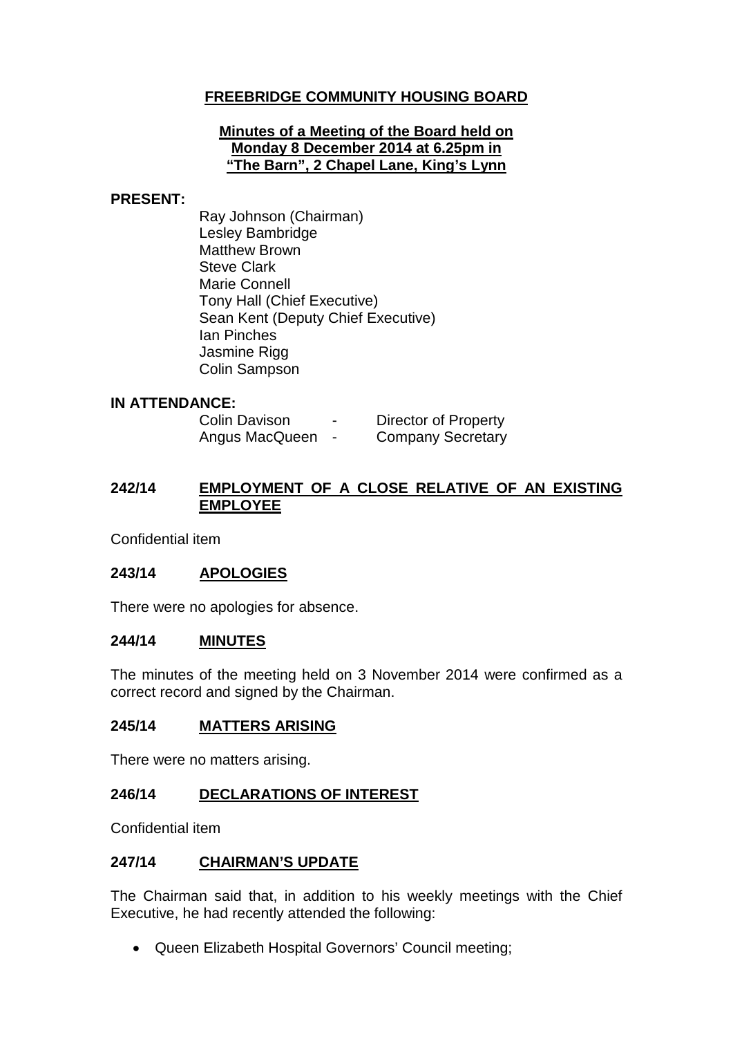# FREEBRIDGE COMMUNITY HOUSING BOARD

## Minutes of a Meeting of the Board held on Monday 8 December 2014 at 6.25pm in "The Barn", 2 Chapel Lane, King's Lynn

**PRESENT:**

Ray Johnson (Chairman)
Lesley Bambridge
Matthew Brown
Steve Clark
Marie Connell
Tony Hall (Chief Executive)
Sean Kent (Deputy Chief Executive)
Ian Pinches
Jasmine Rigg
Colin Sampson

**IN ATTENDANCE:**

| | | |
|---|---|---|
| Colin Davison | - | Director of Property |
| Angus MacQueen | - | Company Secretary |

## 242/14 EMPLOYMENT OF A CLOSE RELATIVE OF AN EXISTING EMPLOYEE

Confidential item

## 243/14 APOLOGIES

There were no apologies for absence.

## 244/14 MINUTES

The minutes of the meeting held on 3 November 2014 were confirmed as a correct record and signed by the Chairman.

## 245/14 MATTERS ARISING

There were no matters arising.

## 246/14 DECLARATIONS OF INTEREST

Confidential item

## 247/14 CHAIRMAN'S UPDATE

The Chairman said that, in addition to his weekly meetings with the Chief Executive, he had recently attended the following:

- Queen Elizabeth Hospital Governors' Council meeting;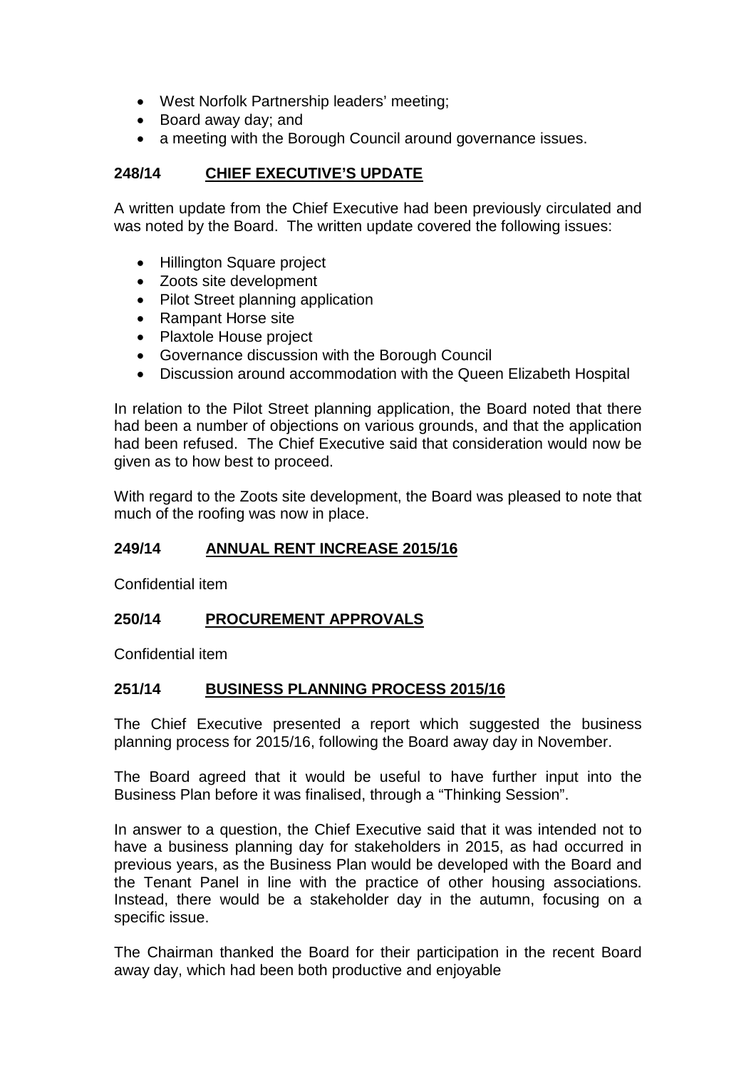- West Norfolk Partnership leaders' meeting;
- Board away day; and
- a meeting with the Borough Council around governance issues.

## 248/14 CHIEF EXECUTIVE'S UPDATE

A written update from the Chief Executive had been previously circulated and was noted by the Board. The written update covered the following issues:

- Hillington Square project
- Zoots site development
- Pilot Street planning application
- Rampant Horse site
- Plaxtole House project
- Governance discussion with the Borough Council
- Discussion around accommodation with the Queen Elizabeth Hospital

In relation to the Pilot Street planning application, the Board noted that there had been a number of objections on various grounds, and that the application had been refused. The Chief Executive said that consideration would now be given as to how best to proceed.

With regard to the Zoots site development, the Board was pleased to note that much of the roofing was now in place.

## 249/14 ANNUAL RENT INCREASE 2015/16

Confidential item

## 250/14 PROCUREMENT APPROVALS

Confidential item

## 251/14 BUSINESS PLANNING PROCESS 2015/16

The Chief Executive presented a report which suggested the business planning process for 2015/16, following the Board away day in November.

The Board agreed that it would be useful to have further input into the Business Plan before it was finalised, through a "Thinking Session".

In answer to a question, the Chief Executive said that it was intended not to have a business planning day for stakeholders in 2015, as had occurred in previous years, as the Business Plan would be developed with the Board and the Tenant Panel in line with the practice of other housing associations. Instead, there would be a stakeholder day in the autumn, focusing on a specific issue.

The Chairman thanked the Board for their participation in the recent Board away day, which had been both productive and enjoyable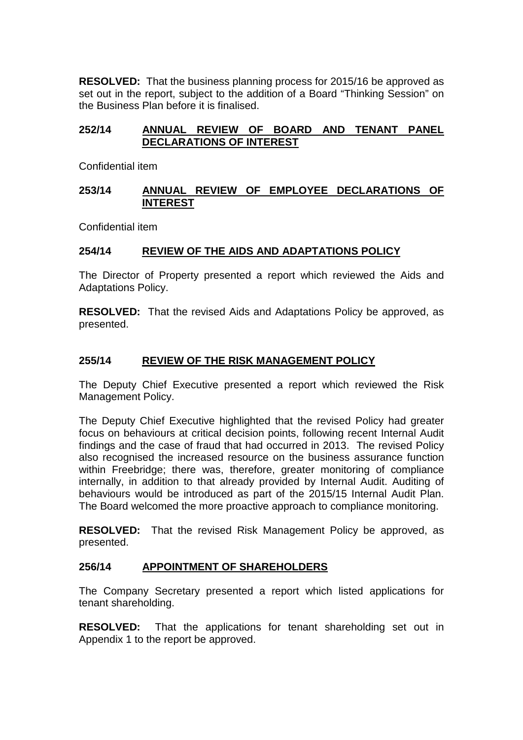**RESOLVED:** That the business planning process for 2015/16 be approved as set out in the report, subject to the addition of a Board "Thinking Session" on the Business Plan before it is finalised.

## 252/14 ANNUAL REVIEW OF BOARD AND TENANT PANEL DECLARATIONS OF INTEREST

Confidential item

## 253/14 ANNUAL REVIEW OF EMPLOYEE DECLARATIONS OF INTEREST

Confidential item

## 254/14 REVIEW OF THE AIDS AND ADAPTATIONS POLICY

The Director of Property presented a report which reviewed the Aids and Adaptations Policy.

**RESOLVED:** That the revised Aids and Adaptations Policy be approved, as presented.

## 255/14 REVIEW OF THE RISK MANAGEMENT POLICY

The Deputy Chief Executive presented a report which reviewed the Risk Management Policy.

The Deputy Chief Executive highlighted that the revised Policy had greater focus on behaviours at critical decision points, following recent Internal Audit findings and the case of fraud that had occurred in 2013. The revised Policy also recognised the increased resource on the business assurance function within Freebridge; there was, therefore, greater monitoring of compliance internally, in addition to that already provided by Internal Audit. Auditing of behaviours would be introduced as part of the 2015/15 Internal Audit Plan. The Board welcomed the more proactive approach to compliance monitoring.

**RESOLVED:** That the revised Risk Management Policy be approved, as presented.

## 256/14 APPOINTMENT OF SHAREHOLDERS

The Company Secretary presented a report which listed applications for tenant shareholding.

**RESOLVED:** That the applications for tenant shareholding set out in Appendix 1 to the report be approved.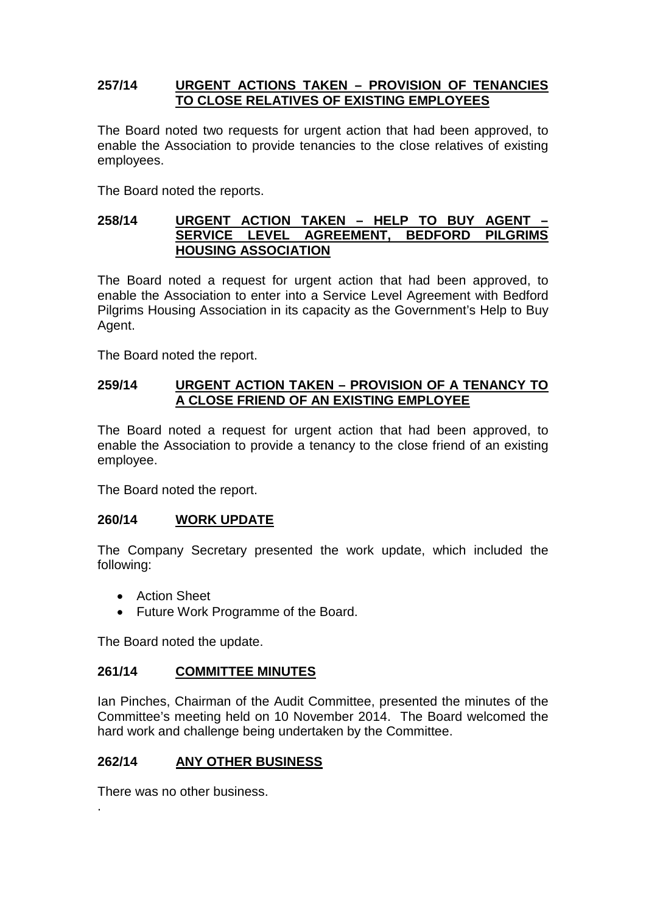## 257/14 URGENT ACTIONS TAKEN – PROVISION OF TENANCIES TO CLOSE RELATIVES OF EXISTING EMPLOYEES

The Board noted two requests for urgent action that had been approved, to enable the Association to provide tenancies to the close relatives of existing employees.

The Board noted the reports.

## 258/14 URGENT ACTION TAKEN – HELP TO BUY AGENT – SERVICE LEVEL AGREEMENT, BEDFORD PILGRIMS HOUSING ASSOCIATION

The Board noted a request for urgent action that had been approved, to enable the Association to enter into a Service Level Agreement with Bedford Pilgrims Housing Association in its capacity as the Government's Help to Buy Agent.

The Board noted the report.

## 259/14 URGENT ACTION TAKEN – PROVISION OF A TENANCY TO A CLOSE FRIEND OF AN EXISTING EMPLOYEE

The Board noted a request for urgent action that had been approved, to enable the Association to provide a tenancy to the close friend of an existing employee.

The Board noted the report.

## 260/14 WORK UPDATE

The Company Secretary presented the work update, which included the following:

- Action Sheet
- Future Work Programme of the Board.

The Board noted the update.

## 261/14 COMMITTEE MINUTES

Ian Pinches, Chairman of the Audit Committee, presented the minutes of the Committee's meeting held on 10 November 2014. The Board welcomed the hard work and challenge being undertaken by the Committee.

## 262/14 ANY OTHER BUSINESS

There was no other business.

.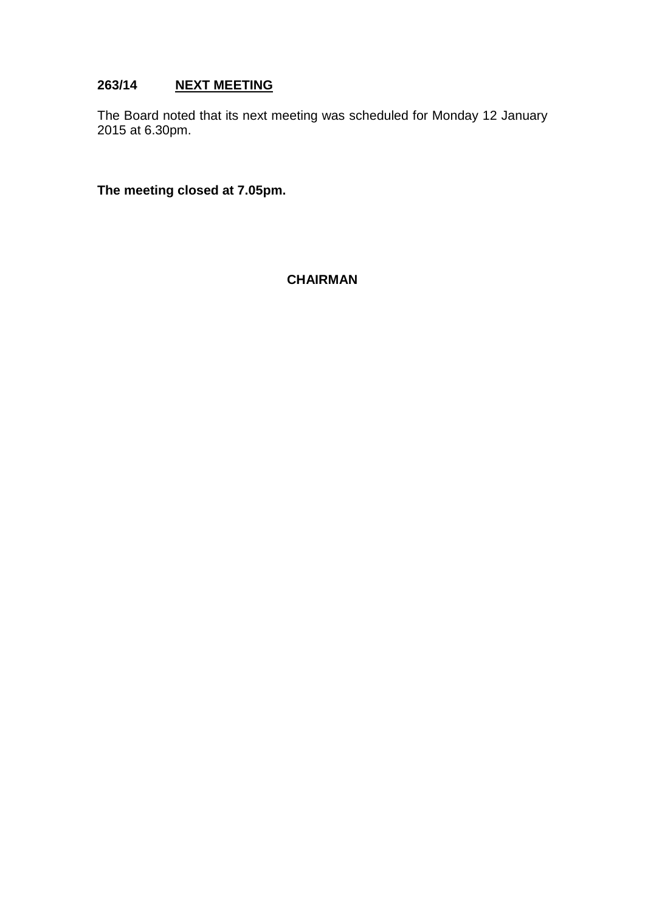## 263/14 NEXT MEETING

The Board noted that its next meeting was scheduled for Monday 12 January 2015 at 6.30pm.

**The meeting closed at 7.05pm.**

**CHAIRMAN**